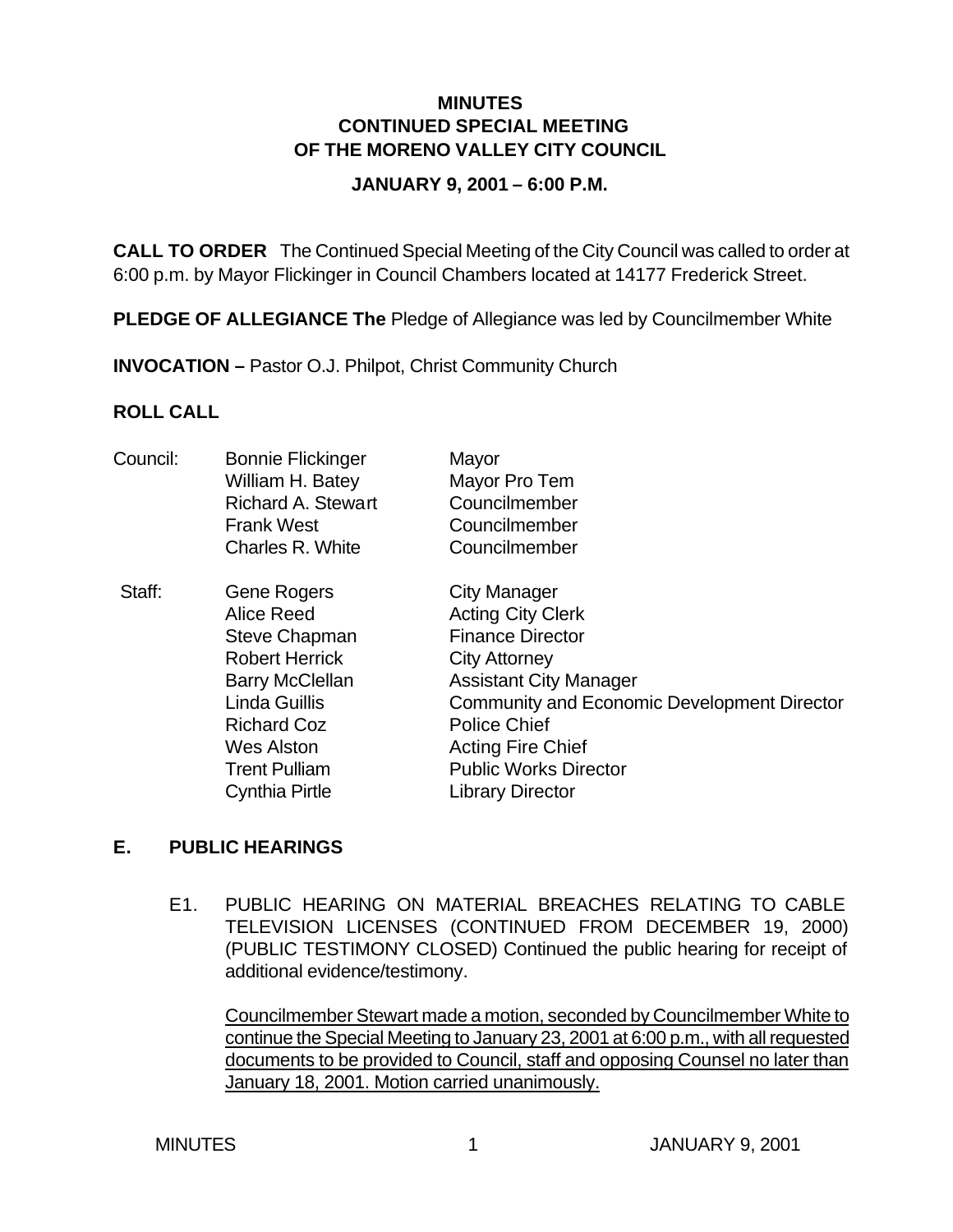**MINUTES**
**CONTINUED SPECIAL MEETING**
**OF THE MORENO VALLEY CITY COUNCIL**

**JANUARY 9, 2001 – 6:00 P.M.**

**CALL TO ORDER** The Continued Special Meeting of the City Council was called to order at 6:00 p.m. by Mayor Flickinger in Council Chambers located at 14177 Frederick Street.

**PLEDGE OF ALLEGIANCE The** Pledge of Allegiance was led by Councilmember White

**INVOCATION –** Pastor O.J. Philpot, Christ Community Church

**ROLL CALL**

| | | |
|---|---|---|
| Council: | Bonnie Flickinger | Mayor |
| | William H. Batey | Mayor Pro Tem |
| | Richard A. Stewart | Councilmember |
| | Frank West | Councilmember |
| | Charles R. White | Councilmember |
| Staff: | Gene Rogers | City Manager |
| | Alice Reed | Acting City Clerk |
| | Steve Chapman | Finance Director |
| | Robert Herrick | City Attorney |
| | Barry McClellan | Assistant City Manager |
| | Linda Guillis | Community and Economic Development Director |
| | Richard Coz | Police Chief |
| | Wes Alston | Acting Fire Chief |
| | Trent Pulliam | Public Works Director |
| | Cynthia Pirtle | Library Director |

## E. PUBLIC HEARINGS

E1. PUBLIC HEARING ON MATERIAL BREACHES RELATING TO CABLE TELEVISION LICENSES (CONTINUED FROM DECEMBER 19, 2000) (PUBLIC TESTIMONY CLOSED) Continued the public hearing for receipt of additional evidence/testimony.

Councilmember Stewart made a motion, seconded by Councilmember White to continue the Special Meeting to January 23, 2001 at 6:00 p.m., with all requested documents to be provided to Council, staff and opposing Counsel no later than January 18, 2001. Motion carried unanimously.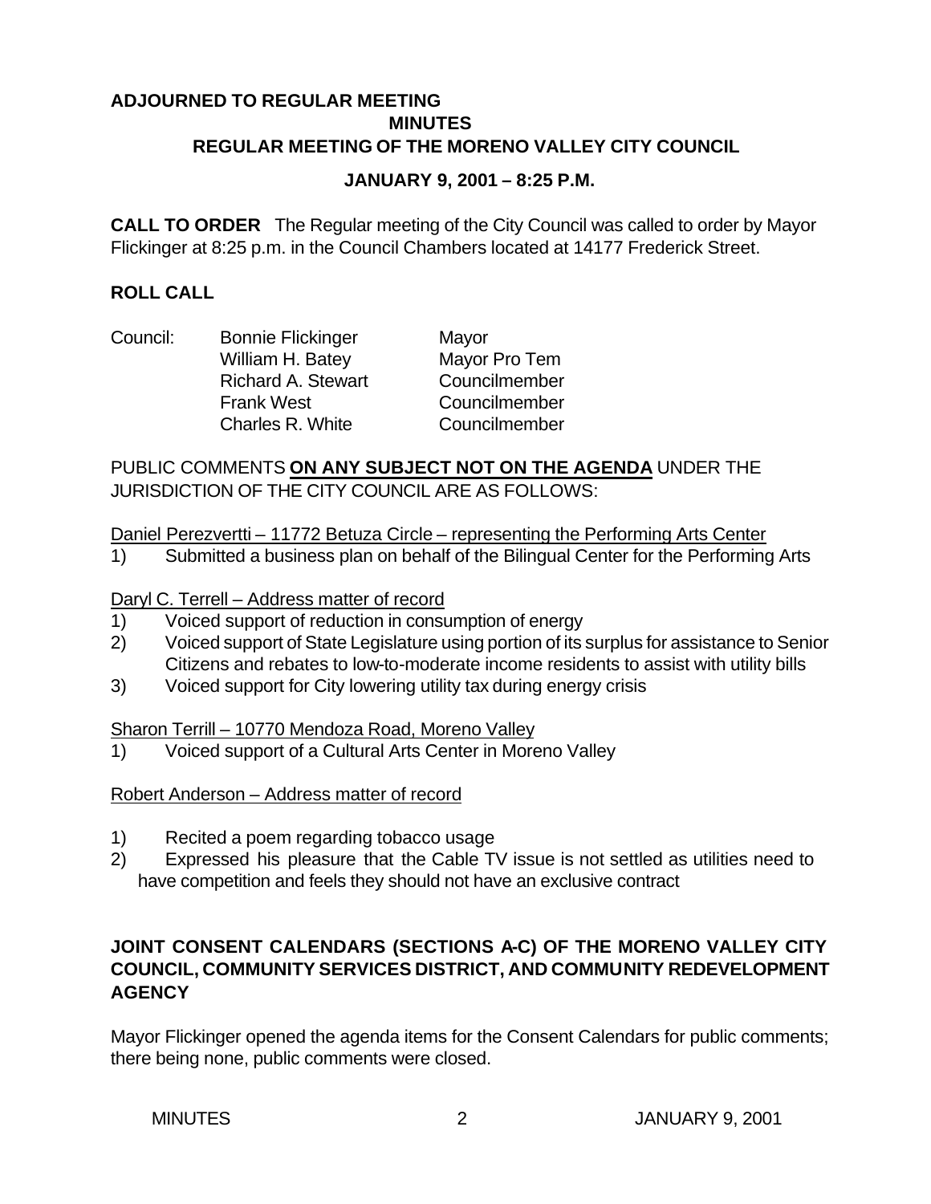**ADJOURNED TO REGULAR MEETING**

**MINUTES**

**REGULAR MEETING OF THE MORENO VALLEY CITY COUNCIL**

**JANUARY 9, 2001 – 8:25 P.M.**

**CALL TO ORDER** The Regular meeting of the City Council was called to order by Mayor Flickinger at 8:25 p.m. in the Council Chambers located at 14177 Frederick Street.

**ROLL CALL**

| Council: | Bonnie Flickinger | Mayor |
|---|---|---|
| | William H. Batey | Mayor Pro Tem |
| | Richard A. Stewart | Councilmember |
| | Frank West | Councilmember |
| | Charles R. White | Councilmember |

PUBLIC COMMENTS **ON ANY SUBJECT NOT ON THE AGENDA** UNDER THE JURISDICTION OF THE CITY COUNCIL ARE AS FOLLOWS:

Daniel Perezvertti – 11772 Betuza Circle – representing the Performing Arts Center

1) Submitted a business plan on behalf of the Bilingual Center for the Performing Arts

Daryl C. Terrell – Address matter of record

1) Voiced support of reduction in consumption of energy
2) Voiced support of State Legislature using portion of its surplus for assistance to Senior Citizens and rebates to low-to-moderate income residents to assist with utility bills
3) Voiced support for City lowering utility tax during energy crisis

Sharon Terrill – 10770 Mendoza Road, Moreno Valley

1) Voiced support of a Cultural Arts Center in Moreno Valley

Robert Anderson – Address matter of record

1) Recited a poem regarding tobacco usage
2) Expressed his pleasure that the Cable TV issue is not settled as utilities need to have competition and feels they should not have an exclusive contract

**JOINT CONSENT CALENDARS (SECTIONS A-C) OF THE MORENO VALLEY CITY COUNCIL, COMMUNITY SERVICES DISTRICT, AND COMMUNITY REDEVELOPMENT AGENCY**

Mayor Flickinger opened the agenda items for the Consent Calendars for public comments; there being none, public comments were closed.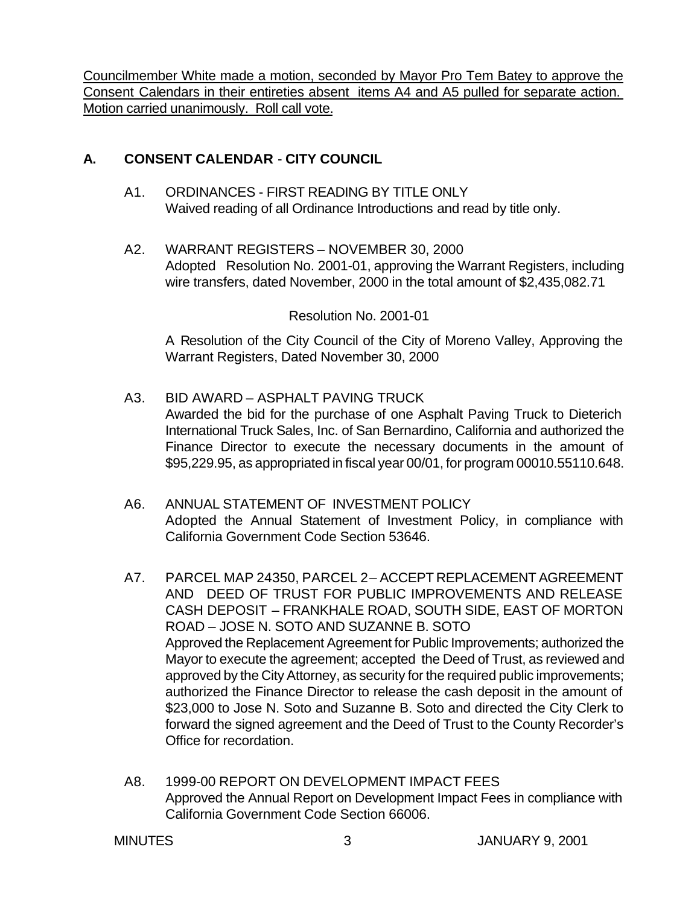Councilmember White made a motion, seconded by Mayor Pro Tem Batey to approve the Consent Calendars in their entireties absent items A4 and A5 pulled for separate action. Motion carried unanimously. Roll call vote.

## A. CONSENT CALENDAR - CITY COUNCIL

A1. ORDINANCES - FIRST READING BY TITLE ONLY
Waived reading of all Ordinance Introductions and read by title only.

A2. WARRANT REGISTERS – NOVEMBER 30, 2000
Adopted Resolution No. 2001-01, approving the Warrant Registers, including wire transfers, dated November, 2000 in the total amount of $2,435,082.71

Resolution No. 2001-01

A Resolution of the City Council of the City of Moreno Valley, Approving the Warrant Registers, Dated November 30, 2000

A3. BID AWARD – ASPHALT PAVING TRUCK
Awarded the bid for the purchase of one Asphalt Paving Truck to Dieterich International Truck Sales, Inc. of San Bernardino, California and authorized the Finance Director to execute the necessary documents in the amount of $95,229.95, as appropriated in fiscal year 00/01, for program 00010.55110.648.

A6. ANNUAL STATEMENT OF INVESTMENT POLICY
Adopted the Annual Statement of Investment Policy, in compliance with California Government Code Section 53646.

A7. PARCEL MAP 24350, PARCEL 2 – ACCEPT REPLACEMENT AGREEMENT AND DEED OF TRUST FOR PUBLIC IMPROVEMENTS AND RELEASE CASH DEPOSIT – FRANKHALE ROAD, SOUTH SIDE, EAST OF MORTON ROAD – JOSE N. SOTO AND SUZANNE B. SOTO
Approved the Replacement Agreement for Public Improvements; authorized the Mayor to execute the agreement; accepted the Deed of Trust, as reviewed and approved by the City Attorney, as security for the required public improvements; authorized the Finance Director to release the cash deposit in the amount of $23,000 to Jose N. Soto and Suzanne B. Soto and directed the City Clerk to forward the signed agreement and the Deed of Trust to the County Recorder's Office for recordation.

A8. 1999-00 REPORT ON DEVELOPMENT IMPACT FEES
Approved the Annual Report on Development Impact Fees in compliance with California Government Code Section 66006.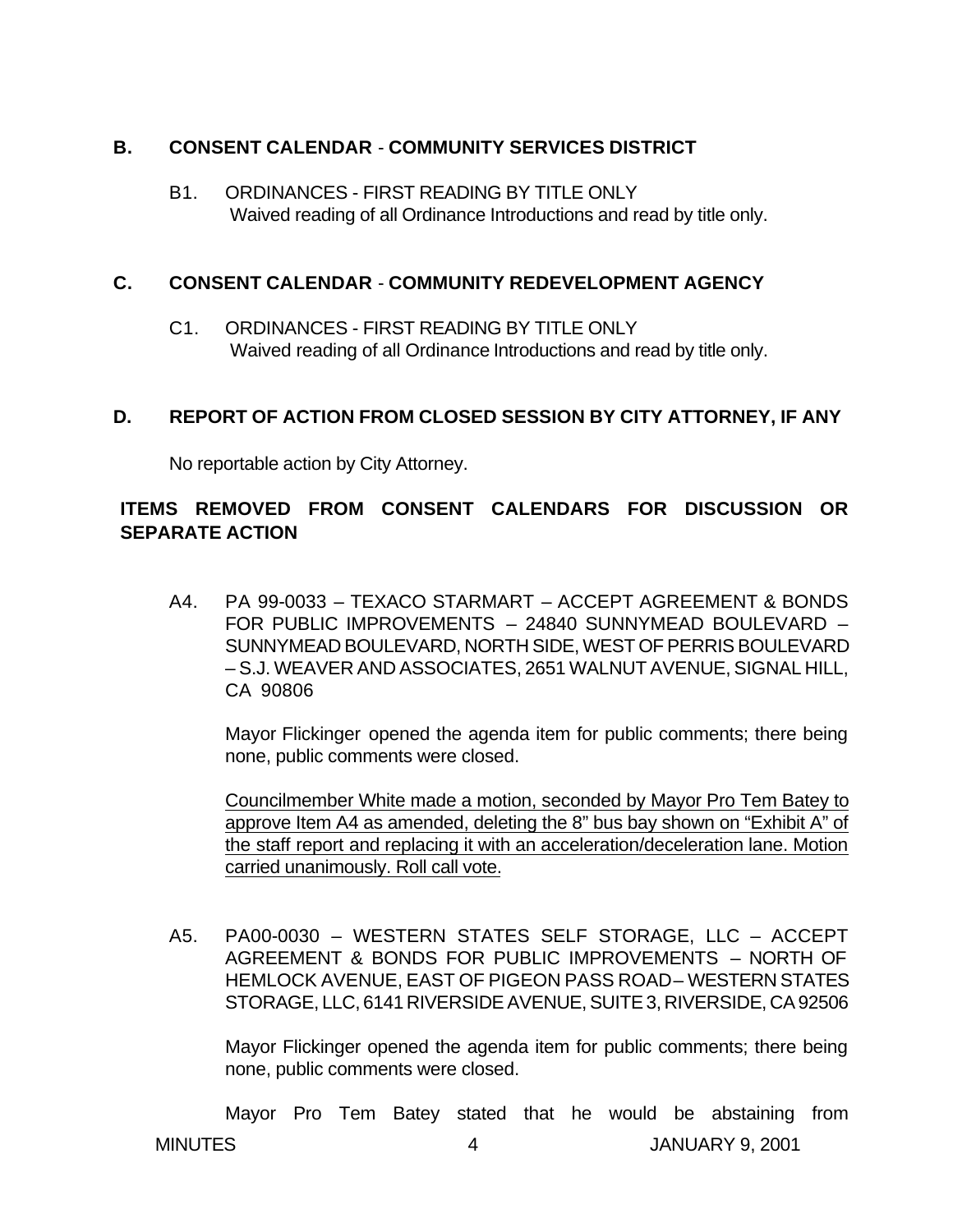## B. CONSENT CALENDAR - COMMUNITY SERVICES DISTRICT

B1. ORDINANCES - FIRST READING BY TITLE ONLY
Waived reading of all Ordinance Introductions and read by title only.

## C. CONSENT CALENDAR - COMMUNITY REDEVELOPMENT AGENCY

C1. ORDINANCES - FIRST READING BY TITLE ONLY
Waived reading of all Ordinance Introductions and read by title only.

## D. REPORT OF ACTION FROM CLOSED SESSION BY CITY ATTORNEY, IF ANY

No reportable action by City Attorney.

## ITEMS REMOVED FROM CONSENT CALENDARS FOR DISCUSSION OR SEPARATE ACTION

A4. PA 99-0033 – TEXACO STARMART – ACCEPT AGREEMENT & BONDS FOR PUBLIC IMPROVEMENTS – 24840 SUNNYMEAD BOULEVARD – SUNNYMEAD BOULEVARD, NORTH SIDE, WEST OF PERRIS BOULEVARD – S.J. WEAVER AND ASSOCIATES, 2651 WALNUT AVENUE, SIGNAL HILL, CA 90806

Mayor Flickinger opened the agenda item for public comments; there being none, public comments were closed.

<u>Councilmember White made a motion, seconded by Mayor Pro Tem Batey to approve Item A4 as amended, deleting the 8" bus bay shown on "Exhibit A" of the staff report and replacing it with an acceleration/deceleration lane. Motion carried unanimously. Roll call vote.</u>

A5. PA00-0030 – WESTERN STATES SELF STORAGE, LLC – ACCEPT AGREEMENT & BONDS FOR PUBLIC IMPROVEMENTS – NORTH OF HEMLOCK AVENUE, EAST OF PIGEON PASS ROAD – WESTERN STATES STORAGE, LLC, 6141 RIVERSIDE AVENUE, SUITE 3, RIVERSIDE, CA 92506

Mayor Flickinger opened the agenda item for public comments; there being none, public comments were closed.

Mayor Pro Tem Batey stated that he would be abstaining from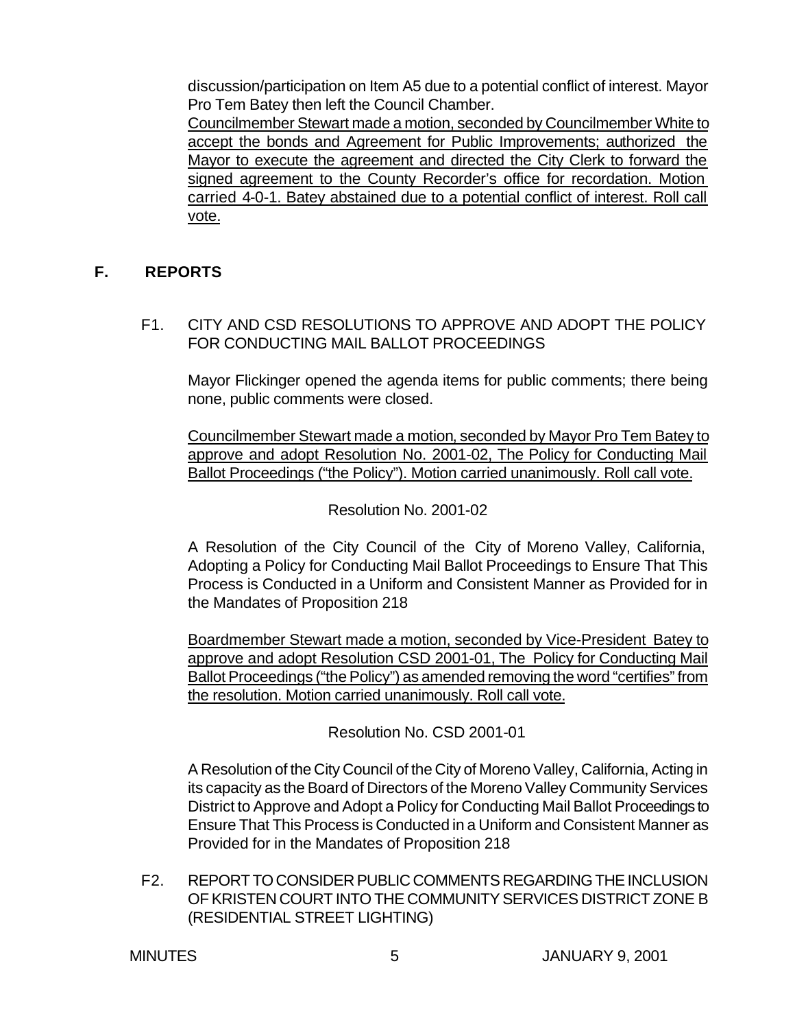discussion/participation on Item A5 due to a potential conflict of interest. Mayor Pro Tem Batey then left the Council Chamber.

Councilmember Stewart made a motion, seconded by Councilmember White to accept the bonds and Agreement for Public Improvements; authorized the Mayor to execute the agreement and directed the City Clerk to forward the signed agreement to the County Recorder's office for recordation. Motion carried 4-0-1. Batey abstained due to a potential conflict of interest. Roll call vote.

## F. REPORTS

F1. CITY AND CSD RESOLUTIONS TO APPROVE AND ADOPT THE POLICY FOR CONDUCTING MAIL BALLOT PROCEEDINGS

Mayor Flickinger opened the agenda items for public comments; there being none, public comments were closed.

Councilmember Stewart made a motion, seconded by Mayor Pro Tem Batey to approve and adopt Resolution No. 2001-02, The Policy for Conducting Mail Ballot Proceedings ("the Policy"). Motion carried unanimously. Roll call vote.

Resolution No. 2001-02

A Resolution of the City Council of the City of Moreno Valley, California, Adopting a Policy for Conducting Mail Ballot Proceedings to Ensure That This Process is Conducted in a Uniform and Consistent Manner as Provided for in the Mandates of Proposition 218

Boardmember Stewart made a motion, seconded by Vice-President Batey to approve and adopt Resolution CSD 2001-01, The Policy for Conducting Mail Ballot Proceedings ("the Policy") as amended removing the word "certifies" from the resolution. Motion carried unanimously. Roll call vote.

Resolution No. CSD 2001-01

A Resolution of the City Council of the City of Moreno Valley, California, Acting in its capacity as the Board of Directors of the Moreno Valley Community Services District to Approve and Adopt a Policy for Conducting Mail Ballot Proceedings to Ensure That This Process is Conducted in a Uniform and Consistent Manner as Provided for in the Mandates of Proposition 218

F2. REPORT TO CONSIDER PUBLIC COMMENTS REGARDING THE INCLUSION OF KRISTEN COURT INTO THE COMMUNITY SERVICES DISTRICT ZONE B (RESIDENTIAL STREET LIGHTING)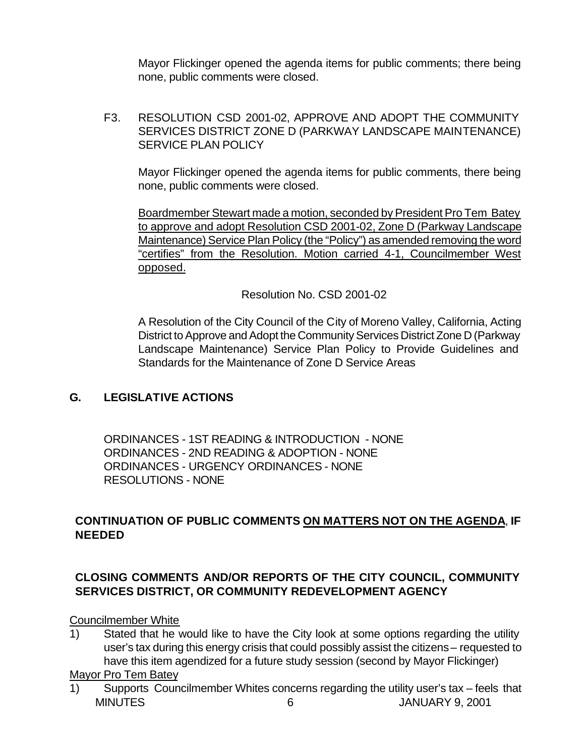Mayor Flickinger opened the agenda items for public comments; there being none, public comments were closed.

F3. RESOLUTION CSD 2001-02, APPROVE AND ADOPT THE COMMUNITY SERVICES DISTRICT ZONE D (PARKWAY LANDSCAPE MAINTENANCE) SERVICE PLAN POLICY

Mayor Flickinger opened the agenda items for public comments, there being none, public comments were closed.

<u>Boardmember Stewart made a motion, seconded by President Pro Tem Batey to approve and adopt Resolution CSD 2001-02, Zone D (Parkway Landscape Maintenance) Service Plan Policy (the "Policy") as amended removing the word "certifies" from the Resolution. Motion carried 4-1, Councilmember West opposed.</u>

Resolution No. CSD 2001-02

A Resolution of the City Council of the City of Moreno Valley, California, Acting District to Approve and Adopt the Community Services District Zone D (Parkway Landscape Maintenance) Service Plan Policy to Provide Guidelines and Standards for the Maintenance of Zone D Service Areas

## G. LEGISLATIVE ACTIONS

ORDINANCES - 1ST READING & INTRODUCTION - NONE
ORDINANCES - 2ND READING & ADOPTION - NONE
ORDINANCES - URGENCY ORDINANCES - NONE
RESOLUTIONS - NONE

**CONTINUATION OF PUBLIC COMMENTS <u>ON MATTERS NOT ON THE AGENDA</u>, IF NEEDED**

**CLOSING COMMENTS AND/OR REPORTS OF THE CITY COUNCIL, COMMUNITY SERVICES DISTRICT, OR COMMUNITY REDEVELOPMENT AGENCY**

<u>Councilmember White</u>

1) Stated that he would like to have the City look at some options regarding the utility user's tax during this energy crisis that could possibly assist the citizens – requested to have this item agendized for a future study session (second by Mayor Flickinger)

<u>Mayor Pro Tem Batey</u>

1) Supports Councilmember Whites concerns regarding the utility user's tax – feels that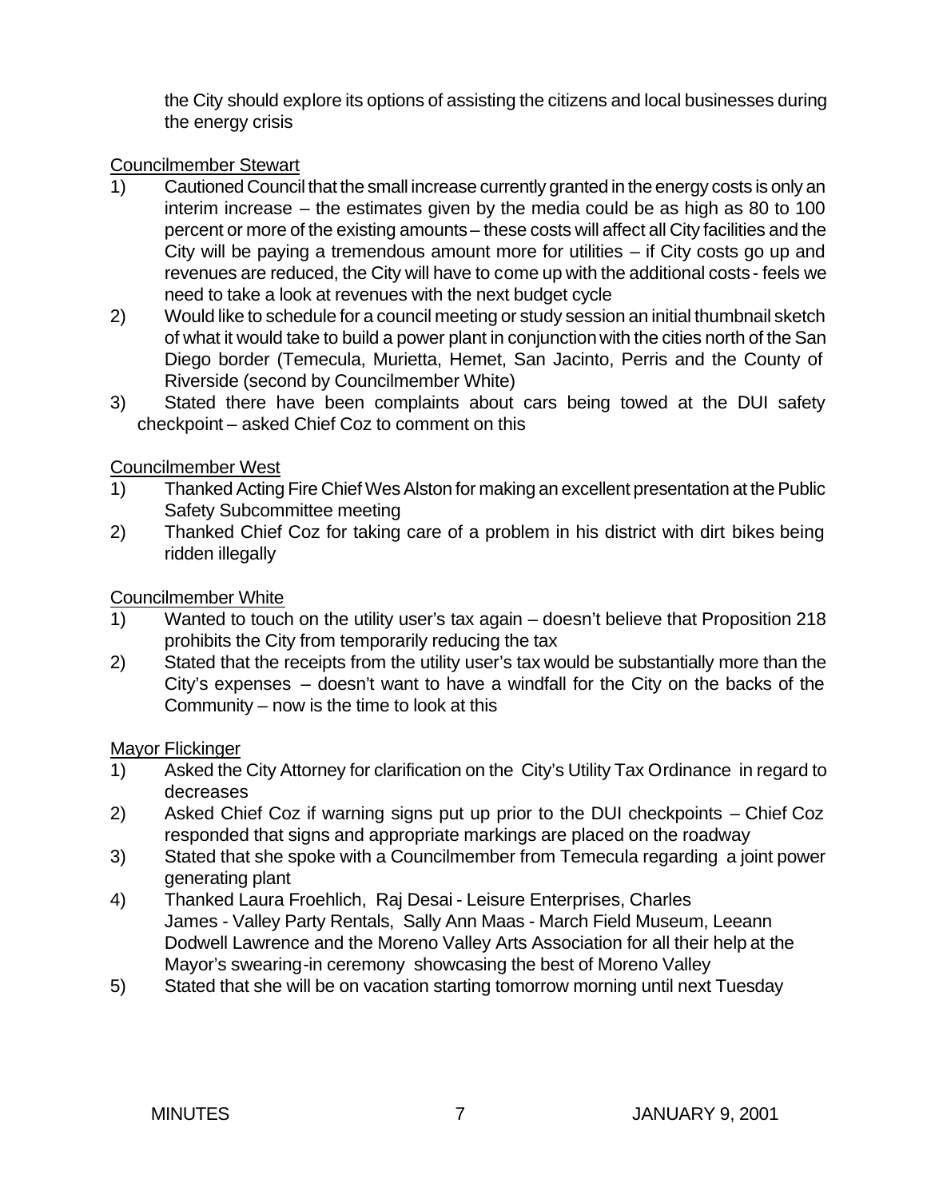the City should explore its options of assisting the citizens and local businesses during the energy crisis

Councilmember Stewart

1) Cautioned Council that the small increase currently granted in the energy costs is only an interim increase – the estimates given by the media could be as high as 80 to 100 percent or more of the existing amounts – these costs will affect all City facilities and the City will be paying a tremendous amount more for utilities – if City costs go up and revenues are reduced, the City will have to come up with the additional costs - feels we need to take a look at revenues with the next budget cycle
2) Would like to schedule for a council meeting or study session an initial thumbnail sketch of what it would take to build a power plant in conjunction with the cities north of the San Diego border (Temecula, Murietta, Hemet, San Jacinto, Perris and the County of Riverside (second by Councilmember White)
3) Stated there have been complaints about cars being towed at the DUI safety checkpoint – asked Chief Coz to comment on this

Councilmember West

1) Thanked Acting Fire Chief Wes Alston for making an excellent presentation at the Public Safety Subcommittee meeting
2) Thanked Chief Coz for taking care of a problem in his district with dirt bikes being ridden illegally

Councilmember White

1) Wanted to touch on the utility user's tax again – doesn't believe that Proposition 218 prohibits the City from temporarily reducing the tax
2) Stated that the receipts from the utility user's tax would be substantially more than the City's expenses – doesn't want to have a windfall for the City on the backs of the Community – now is the time to look at this

Mayor Flickinger

1) Asked the City Attorney for clarification on the City's Utility Tax Ordinance in regard to decreases
2) Asked Chief Coz if warning signs put up prior to the DUI checkpoints – Chief Coz responded that signs and appropriate markings are placed on the roadway
3) Stated that she spoke with a Councilmember from Temecula regarding a joint power generating plant
4) Thanked Laura Froehlich, Raj Desai - Leisure Enterprises, Charles James - Valley Party Rentals, Sally Ann Maas - March Field Museum, Leeann Dodwell Lawrence and the Moreno Valley Arts Association for all their help at the Mayor's swearing-in ceremony showcasing the best of Moreno Valley
5) Stated that she will be on vacation starting tomorrow morning until next Tuesday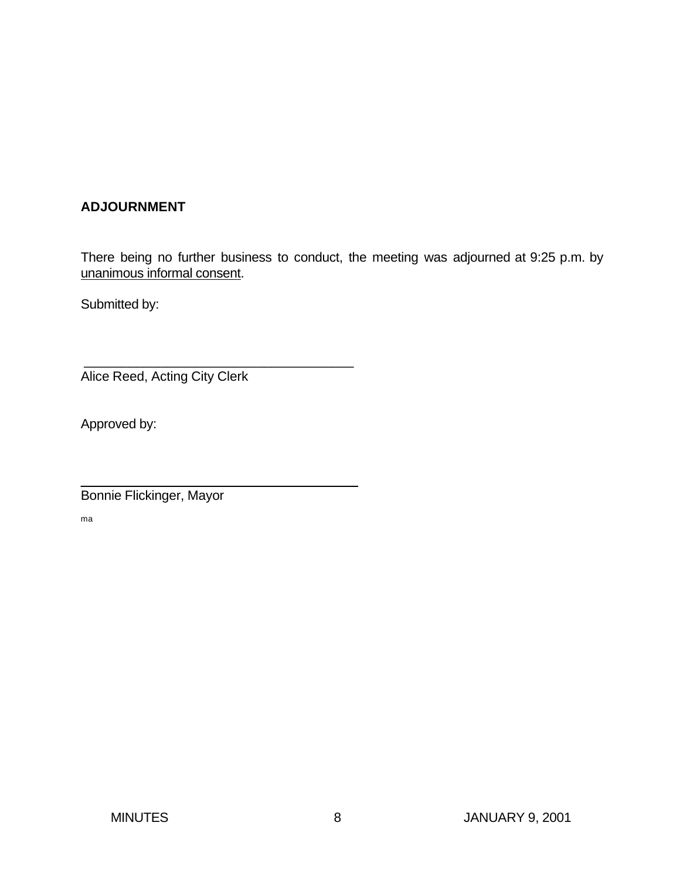**ADJOURNMENT**

There being no further business to conduct, the meeting was adjourned at 9:25 p.m. by unanimous informal consent.

Submitted by:

\_\_\_\_\_\_\_\_\_\_\_\_\_\_\_\_\_\_\_\_\_\_\_\_\_\_\_\_\_\_\_\_\_\_\_\_\_\_\_

Alice Reed, Acting City Clerk

Approved by:

\_\_\_\_\_\_\_\_\_\_\_\_\_\_\_\_\_\_\_\_\_\_\_\_\_\_\_\_\_\_\_\_\_\_\_\_\_\_\_

Bonnie Flickinger, Mayor

ma